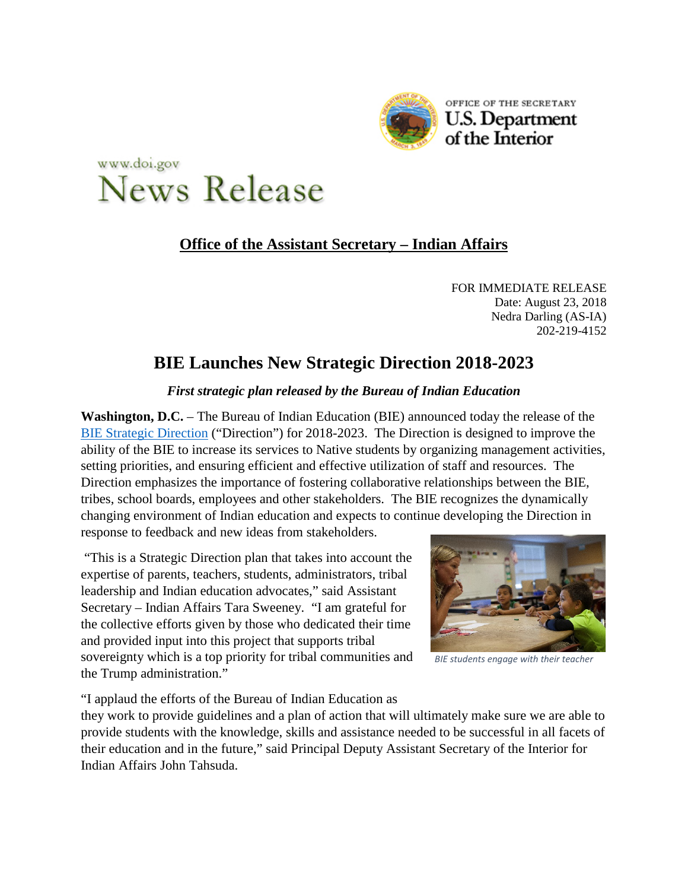OFFICE OF THE SECRETARY
U.S. Department of the Interior

www.doi.gov
News Release

**Office of the Assistant Secretary – Indian Affairs**

FOR IMMEDIATE RELEASE
Date: August 23, 2018
Nedra Darling (AS-IA)
202-219-4152

# BIE Launches New Strategic Direction 2018-2023

***First strategic plan released by the Bureau of Indian Education***

**Washington, D.C.** – The Bureau of Indian Education (BIE) announced today the release of the BIE Strategic Direction ("Direction") for 2018-2023. The Direction is designed to improve the ability of the BIE to increase its services to Native students by organizing management activities, setting priorities, and ensuring efficient and effective utilization of staff and resources. The Direction emphasizes the importance of fostering collaborative relationships between the BIE, tribes, school boards, employees and other stakeholders. The BIE recognizes the dynamically changing environment of Indian education and expects to continue developing the Direction in response to feedback and new ideas from stakeholders.

"This is a Strategic Direction plan that takes into account the expertise of parents, teachers, students, administrators, tribal leadership and Indian education advocates," said Assistant Secretary – Indian Affairs Tara Sweeney. "I am grateful for the collective efforts given by those who dedicated their time and provided input into this project that supports tribal sovereignty which is a top priority for tribal communities and the Trump administration."

*BIE students engage with their teacher*

"I applaud the efforts of the Bureau of Indian Education as they work to provide guidelines and a plan of action that will ultimately make sure we are able to provide students with the knowledge, skills and assistance needed to be successful in all facets of their education and in the future," said Principal Deputy Assistant Secretary of the Interior for Indian Affairs John Tahsuda.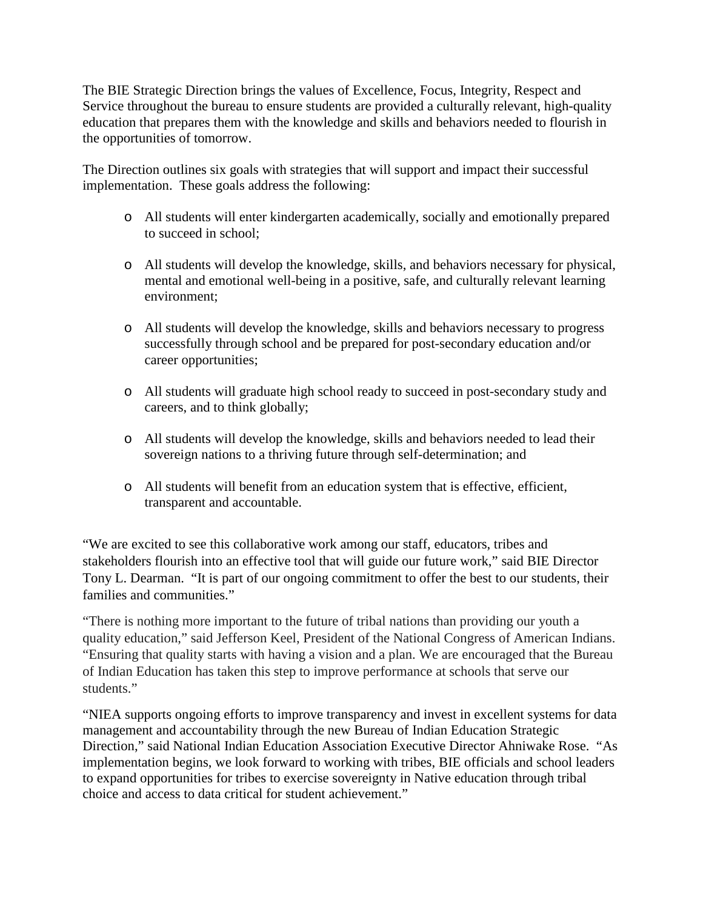The BIE Strategic Direction brings the values of Excellence, Focus, Integrity, Respect and Service throughout the bureau to ensure students are provided a culturally relevant, high-quality education that prepares them with the knowledge and skills and behaviors needed to flourish in the opportunities of tomorrow.

The Direction outlines six goals with strategies that will support and impact their successful implementation. These goals address the following:

- All students will enter kindergarten academically, socially and emotionally prepared to succeed in school;
- All students will develop the knowledge, skills, and behaviors necessary for physical, mental and emotional well-being in a positive, safe, and culturally relevant learning environment;
- All students will develop the knowledge, skills and behaviors necessary to progress successfully through school and be prepared for post-secondary education and/or career opportunities;
- All students will graduate high school ready to succeed in post-secondary study and careers, and to think globally;
- All students will develop the knowledge, skills and behaviors needed to lead their sovereign nations to a thriving future through self-determination; and
- All students will benefit from an education system that is effective, efficient, transparent and accountable.

"We are excited to see this collaborative work among our staff, educators, tribes and stakeholders flourish into an effective tool that will guide our future work," said BIE Director Tony L. Dearman. "It is part of our ongoing commitment to offer the best to our students, their families and communities."

"There is nothing more important to the future of tribal nations than providing our youth a quality education," said Jefferson Keel, President of the National Congress of American Indians. "Ensuring that quality starts with having a vision and a plan. We are encouraged that the Bureau of Indian Education has taken this step to improve performance at schools that serve our students."

"NIEA supports ongoing efforts to improve transparency and invest in excellent systems for data management and accountability through the new Bureau of Indian Education Strategic Direction," said National Indian Education Association Executive Director Ahniwake Rose. "As implementation begins, we look forward to working with tribes, BIE officials and school leaders to expand opportunities for tribes to exercise sovereignty in Native education through tribal choice and access to data critical for student achievement."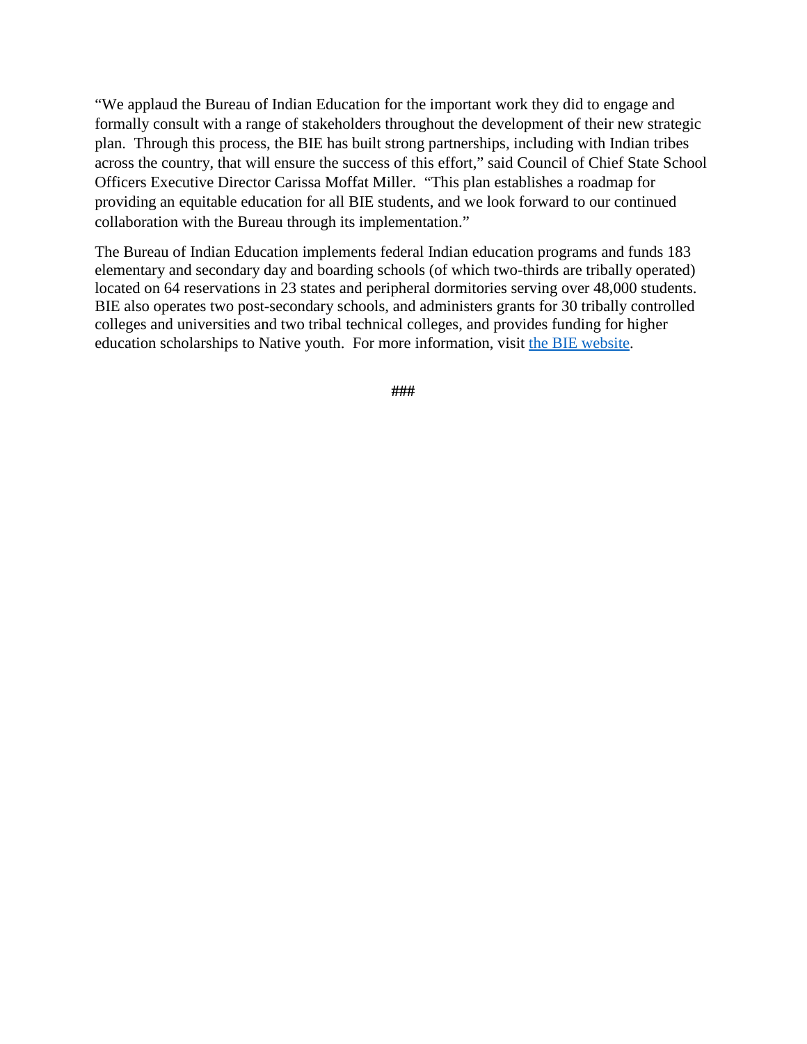"We applaud the Bureau of Indian Education for the important work they did to engage and formally consult with a range of stakeholders throughout the development of their new strategic plan. Through this process, the BIE has built strong partnerships, including with Indian tribes across the country, that will ensure the success of this effort," said Council of Chief State School Officers Executive Director Carissa Moffat Miller. "This plan establishes a roadmap for providing an equitable education for all BIE students, and we look forward to our continued collaboration with the Bureau through its implementation."

The Bureau of Indian Education implements federal Indian education programs and funds 183 elementary and secondary day and boarding schools (of which two-thirds are tribally operated) located on 64 reservations in 23 states and peripheral dormitories serving over 48,000 students. BIE also operates two post-secondary schools, and administers grants for 30 tribally controlled colleges and universities and two tribal technical colleges, and provides funding for higher education scholarships to Native youth. For more information, visit the BIE website.

###